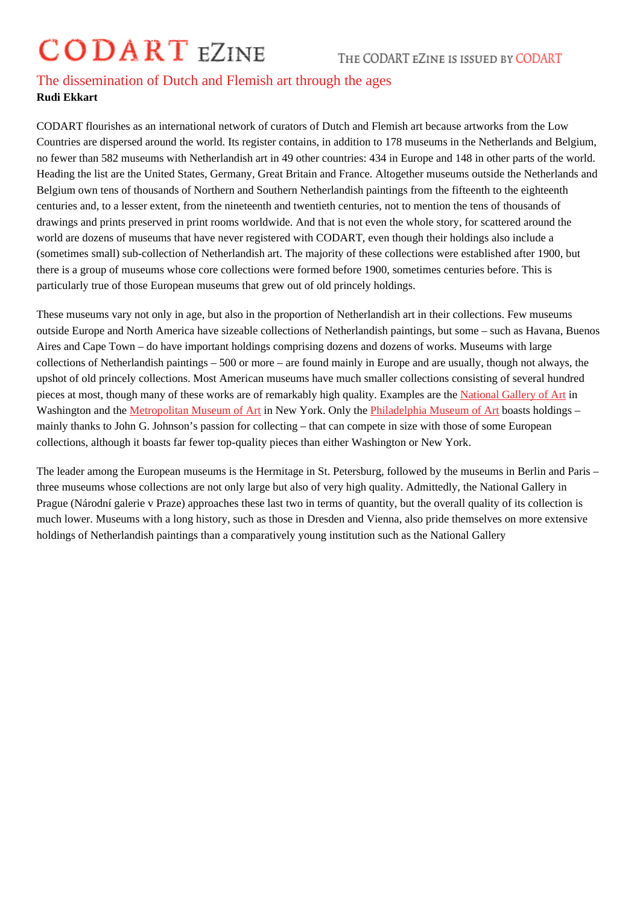# The dissemination of Dutch and Flemish art through the ages

**Rudi Ekkart**

CODART flourishes as an international network of curators of Dutch and Flemish art because artworks from the Low Countries are dispersed around the world. Its register contains, in addition to 178 museums in the Netherlands and Belgium, no fewer than 582 museums with Netherlandish art in 49 other countries: 434 in Europe and 148 in other parts of the world. Heading the list are the United States, Germany, Great Britain and France. Altogether museums outside the Netherlands and Belgium own tens of thousands of Northern and Southern Netherlandish paintings from the fifteenth to the eighteenth centuries and, to a lesser extent, from the nineteenth and twentieth centuries, not to mention the tens of thousands of drawings and prints preserved in print rooms worldwide. And that is not even the whole story, for scattered around the world are dozens of museums that have never registered with CODART, even though their holdings also include a (sometimes small) sub-collection of Netherlandish art. The majority of these collections were established after 1900, but there is a group of museums whose core collections were formed before 1900, sometimes centuries before. This is particularly true of those European museums that grew out of old princely holdings.

These museums vary not only in age, but also in the proportion of Netherlandish art in their collections. Few museums outside Europe and North America have sizeable collections of Netherlandish paintings, but some – such as Havana, Buenos Aires and Cape Town – do have important holdings comprising dozens and dozens of works. Museums with large collections of Netherlandish paintings – 500 or more – are found mainly in Europe and are usually, though not always, the upshot of old princely collections. Most American museums have much smaller collections consisting of several hundred pieces at most, though many of these works are of remarkably high quality. Examples are the National Gallery of Art in Washington and the Metropolitan Museum of Art in New York. Only the Philadelphia Museum of Art boasts holdings – mainly thanks to John G. Johnson's passion for collecting – that can compete in size with those of some European collections, although it boasts far fewer top-quality pieces than either Washington or New York.

The leader among the European museums is the Hermitage in St. Petersburg, followed by the museums in Berlin and Paris – three museums whose collections are not only large but also of very high quality. Admittedly, the National Gallery in Prague (Národní galerie v Praze) approaches these last two in terms of quantity, but the overall quality of its collection is much lower. Museums with a long history, such as those in Dresden and Vienna, also pride themselves on more extensive holdings of Netherlandish paintings than a comparatively young institution such as the National Gallery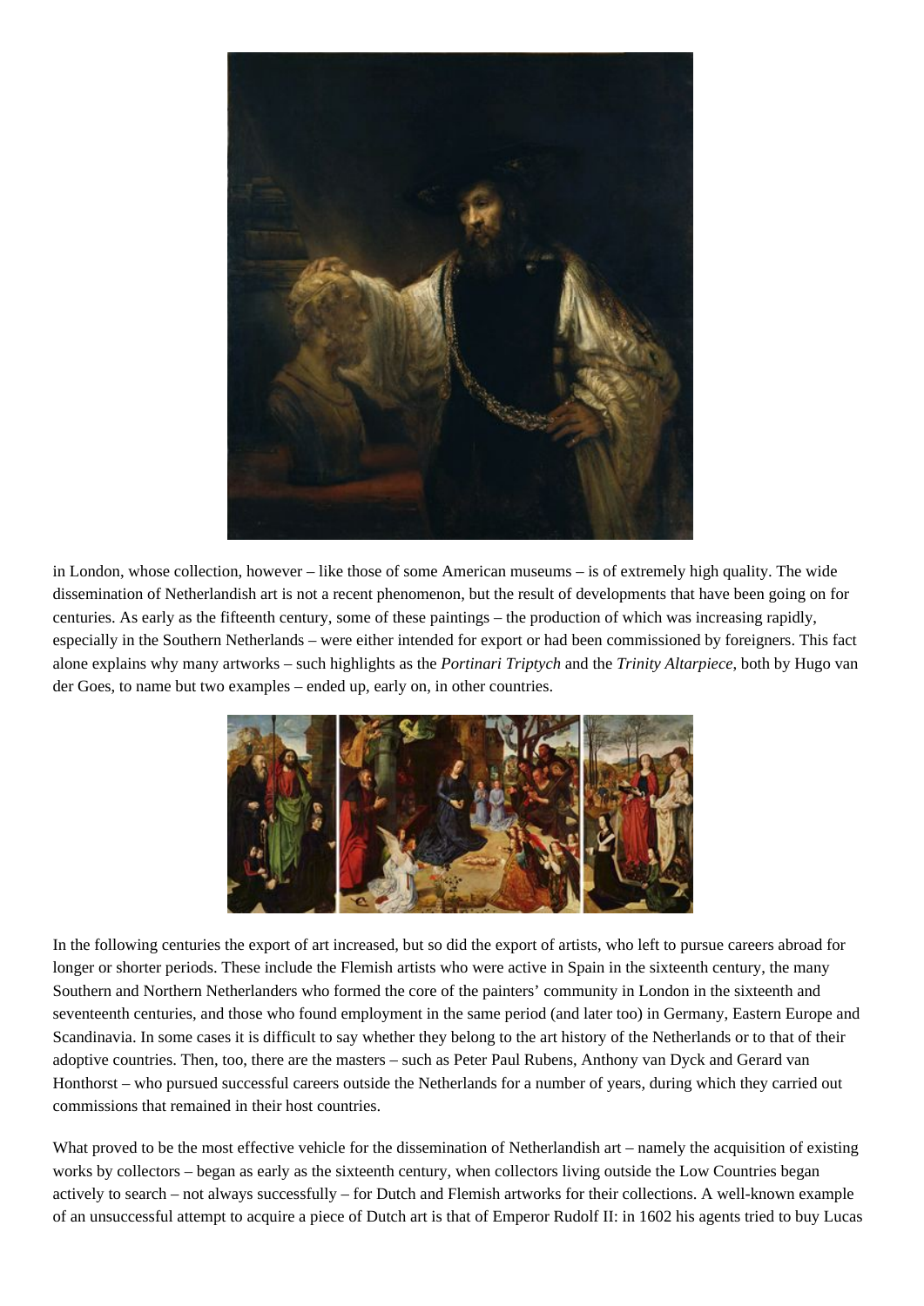in London, whose collection, however – like those of some American museums – is of extremely high quality. The wide dissemination of Netherlandish art is not a recent phenomenon, but the result of developments that have been going on for centuries. As early as the fifteenth century, some of these paintings – the production of which was increasing rapidly, especially in the Southern Netherlands – were either intended for export or had been commissioned by foreigners. This fact alone explains why many artworks – such highlights as the *Portinari Triptych* and the *Trinity Altarpiece*, both by Hugo van der Goes, to name but two examples – ended up, early on, in other countries.

In the following centuries the export of art increased, but so did the export of artists, who left to pursue careers abroad for longer or shorter periods. These include the Flemish artists who were active in Spain in the sixteenth century, the many Southern and Northern Netherlanders who formed the core of the painters' community in London in the sixteenth and seventeenth centuries, and those who found employment in the same period (and later too) in Germany, Eastern Europe and Scandinavia. In some cases it is difficult to say whether they belong to the art history of the Netherlands or to that of their adoptive countries. Then, too, there are the masters – such as Peter Paul Rubens, Anthony van Dyck and Gerard van Honthorst – who pursued successful careers outside the Netherlands for a number of years, during which they carried out commissions that remained in their host countries.

What proved to be the most effective vehicle for the dissemination of Netherlandish art – namely the acquisition of existing works by collectors – began as early as the sixteenth century, when collectors living outside the Low Countries began actively to search – not always successfully – for Dutch and Flemish artworks for their collections. A well-known example of an unsuccessful attempt to acquire a piece of Dutch art is that of Emperor Rudolf II: in 1602 his agents tried to buy Lucas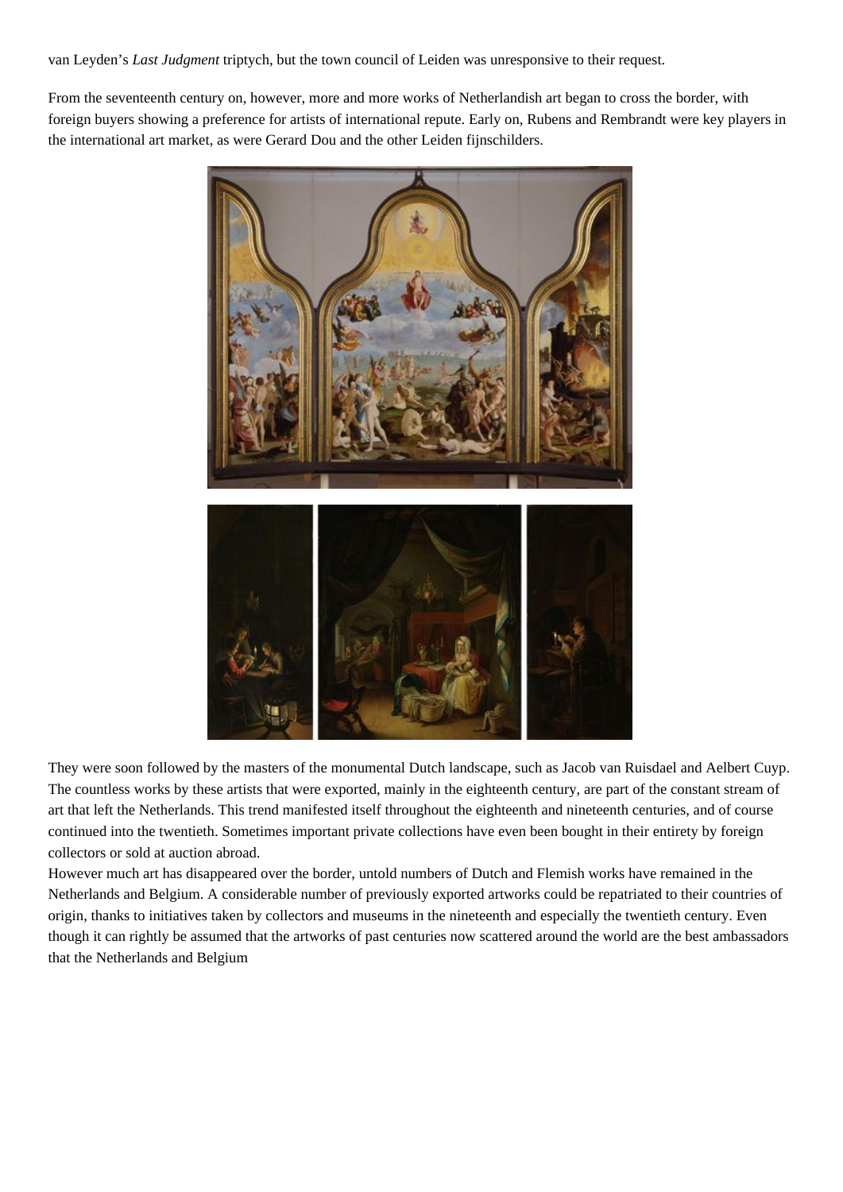van Leyden's *Last Judgment* triptych, but the town council of Leiden was unresponsive to their request.

From the seventeenth century on, however, more and more works of Netherlandish art began to cross the border, with foreign buyers showing a preference for artists of international repute. Early on, Rubens and Rembrandt were key players in the international art market, as were Gerard Dou and the other Leiden fijnschilders.

They were soon followed by the masters of the monumental Dutch landscape, such as Jacob van Ruisdael and Aelbert Cuyp. The countless works by these artists that were exported, mainly in the eighteenth century, are part of the constant stream of art that left the Netherlands. This trend manifested itself throughout the eighteenth and nineteenth centuries, and of course continued into the twentieth. Sometimes important private collections have even been bought in their entirety by foreign collectors or sold at auction abroad.

However much art has disappeared over the border, untold numbers of Dutch and Flemish works have remained in the Netherlands and Belgium. A considerable number of previously exported artworks could be repatriated to their countries of origin, thanks to initiatives taken by collectors and museums in the nineteenth and especially the twentieth century. Even though it can rightly be assumed that the artworks of past centuries now scattered around the world are the best ambassadors that the Netherlands and Belgium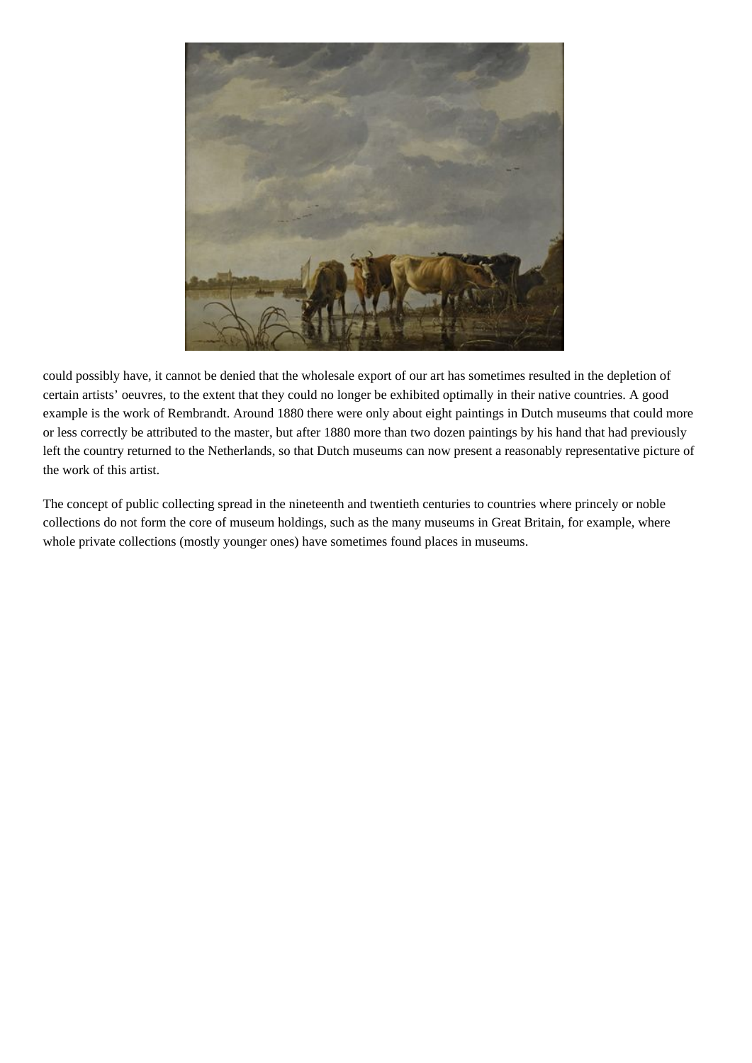could possibly have, it cannot be denied that the wholesale export of our art has sometimes resulted in the depletion of certain artists' oeuvres, to the extent that they could no longer be exhibited optimally in their native countries. A good example is the work of Rembrandt. Around 1880 there were only about eight paintings in Dutch museums that could more or less correctly be attributed to the master, but after 1880 more than two dozen paintings by his hand that had previously left the country returned to the Netherlands, so that Dutch museums can now present a reasonably representative picture of the work of this artist.

The concept of public collecting spread in the nineteenth and twentieth centuries to countries where princely or noble collections do not form the core of museum holdings, such as the many museums in Great Britain, for example, where whole private collections (mostly younger ones) have sometimes found places in museums.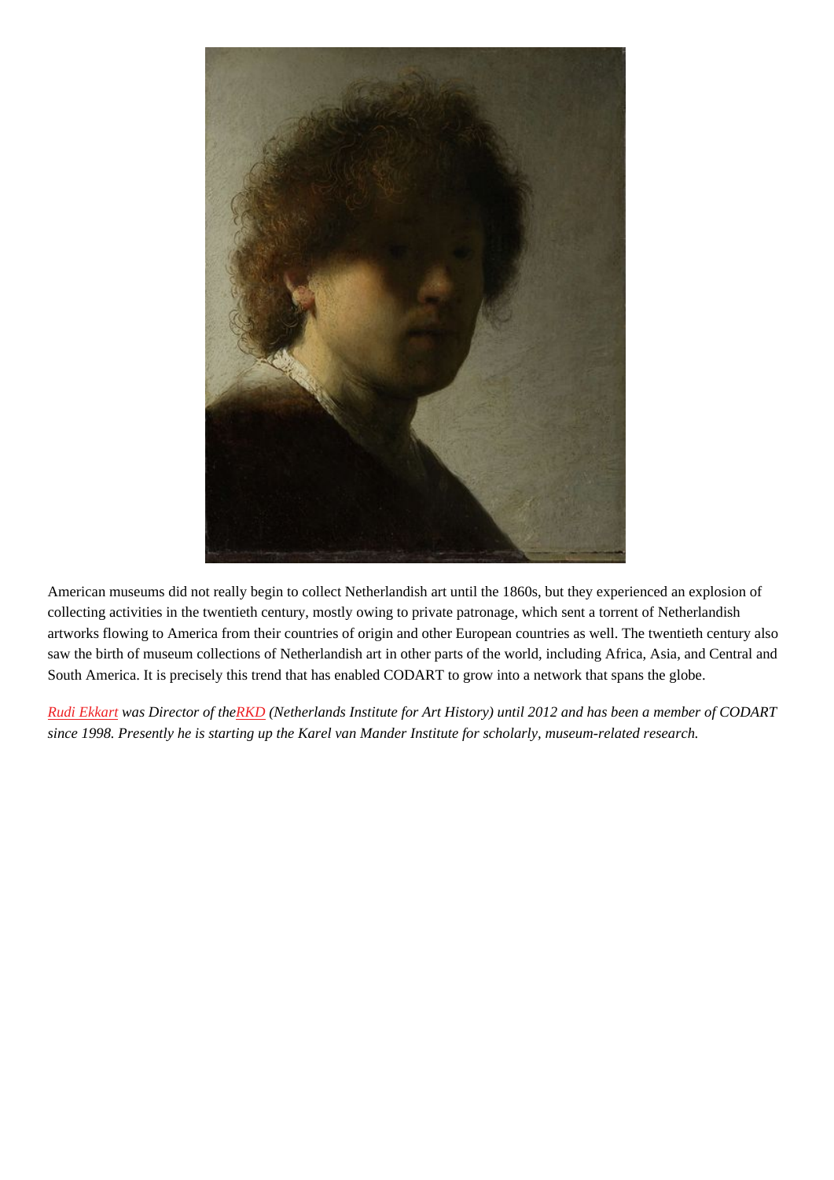American museums did not really begin to collect Netherlandish art until the 1860s, but they experienced an explosion of collecting activities in the twentieth century, mostly owing to private patronage, which sent a torrent of Netherlandish artworks flowing to America from their countries of origin and other European countries as well. The twentieth century also saw the birth of museum collections of Netherlandish art in other parts of the world, including Africa, Asia, and Central and South America. It is precisely this trend that has enabled CODART to grow into a network that spans the globe.

*Rudi Ekkart was Director of the RKD (Netherlands Institute for Art History) until 2012 and has been a member of CODART since 1998. Presently he is starting up the Karel van Mander Institute for scholarly, museum-related research.*